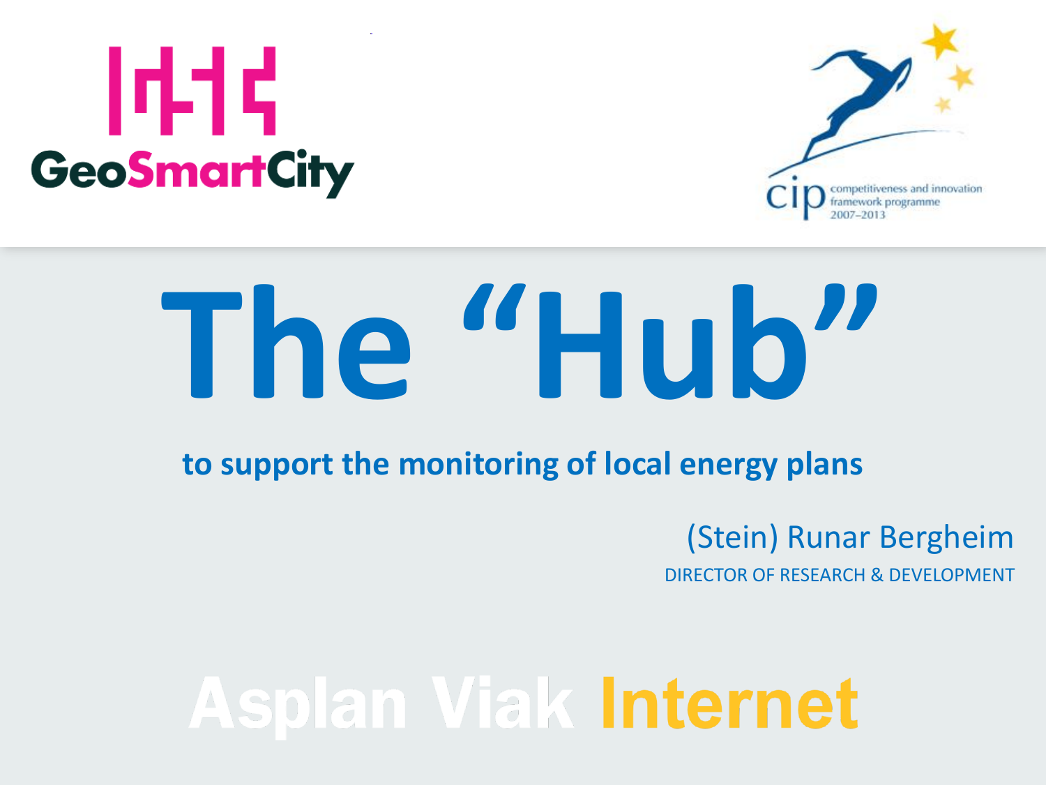GeoSmartCity

cip competitiveness and innovation framework programme 2007–2013

# The "Hub"

**to support the monitoring of local energy plans**

(Stein) Runar Bergheim

DIRECTOR OF RESEARCH & DEVELOPMENT

Asplan Viak Internet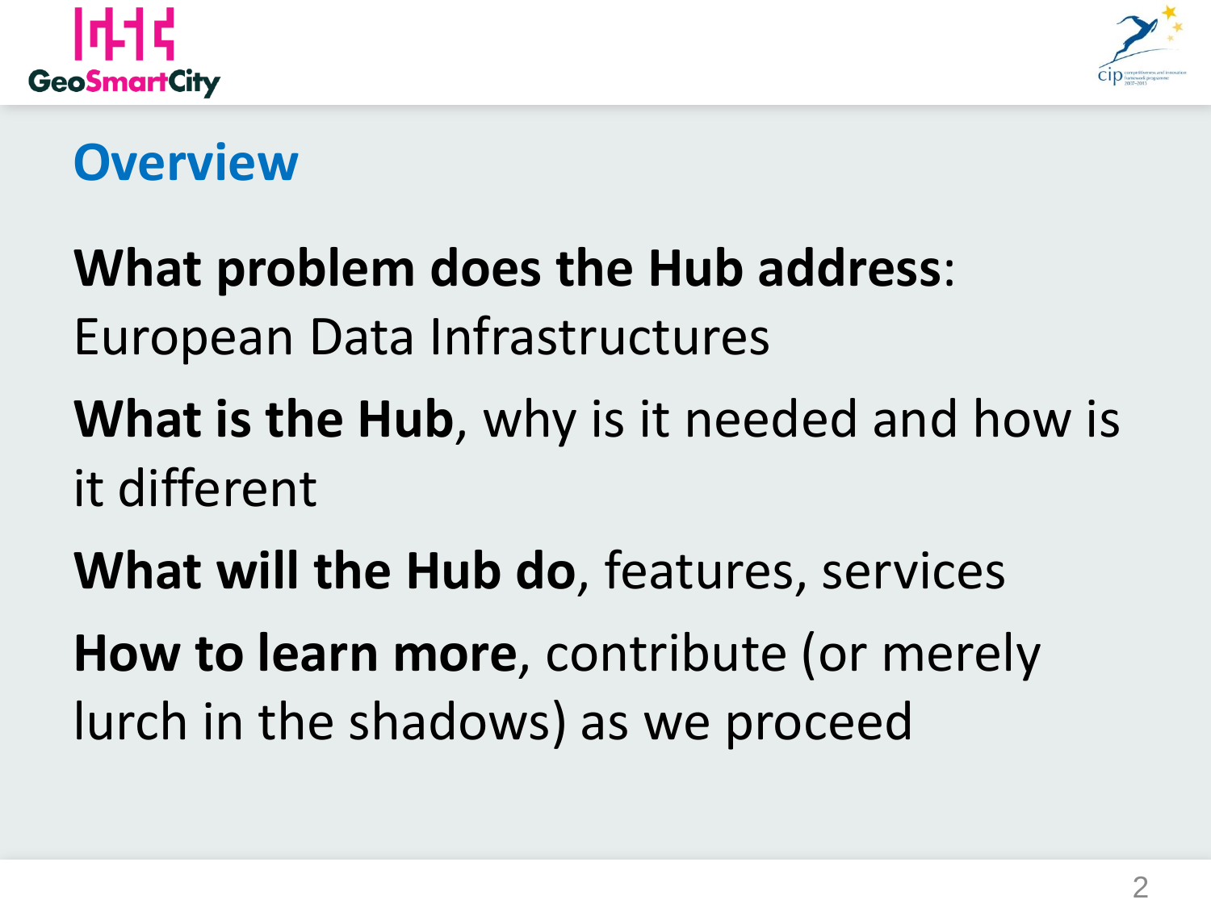# Overview

**What problem does the Hub address**: European Data Infrastructures

**What is the Hub**, why is it needed and how is it different

**What will the Hub do**, features, services

**How to learn more**, contribute (or merely lurch in the shadows) as we proceed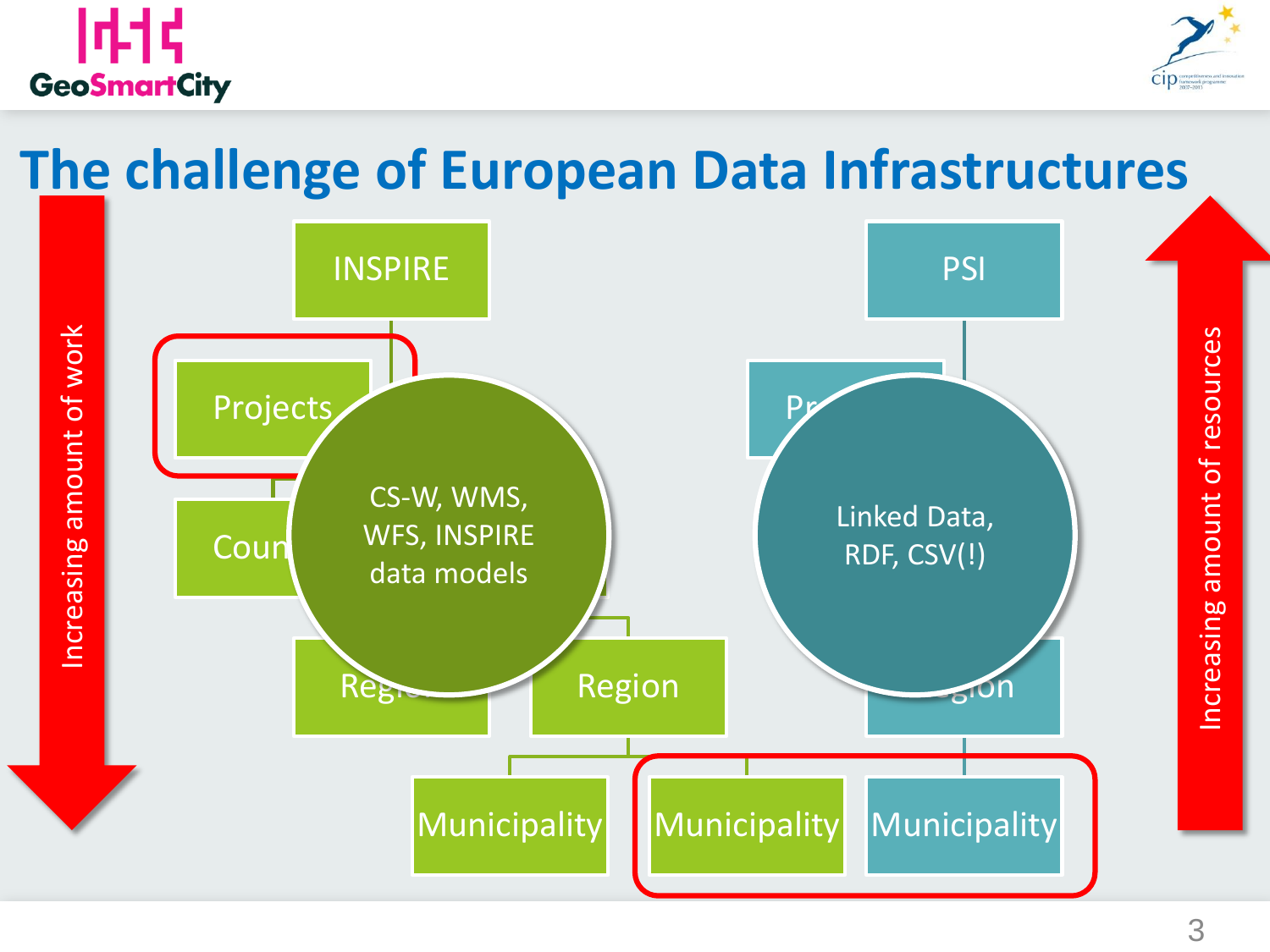# The challenge of European Data Infrastructures

Increasing amount of work

INSPIRE

Projects

Coun

CS-W, WMS, WFS, INSPIRE data models

Regi

Region

Municipality

Municipality

PSI

Pr

Linked Data, RDF, CSV(!)

gion

Municipality

Increasing amount of resources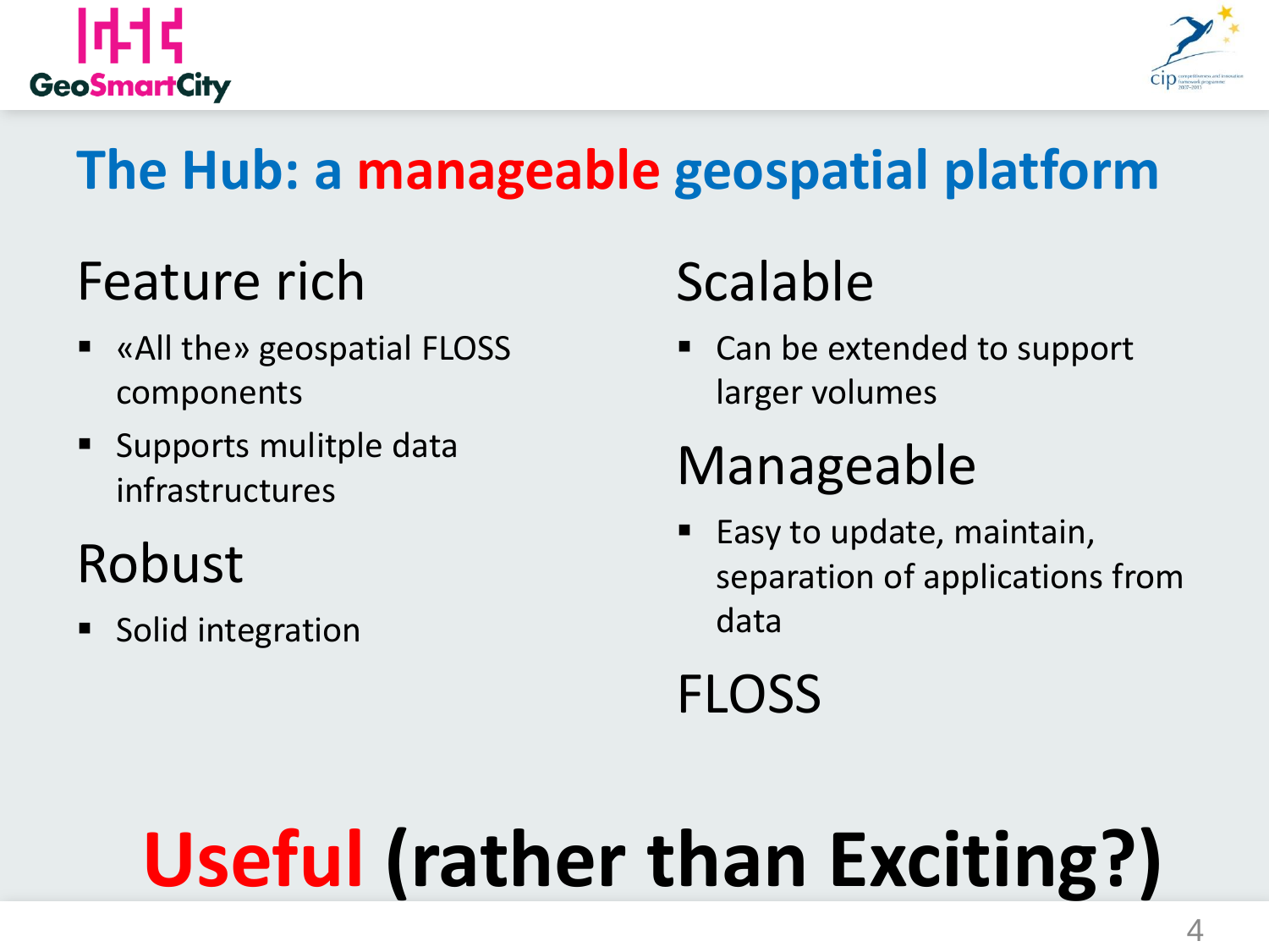# The Hub: a **manageable** geospatial platform

## Feature rich

- «All the» geospatial FLOSS components
- Supports mulitple data infrastructures

## Robust

- Solid integration

## Scalable

- Can be extended to support larger volumes

## Manageable

- Easy to update, maintain, separation of applications from data

## FLOSS

# **Useful** (rather than Exciting?)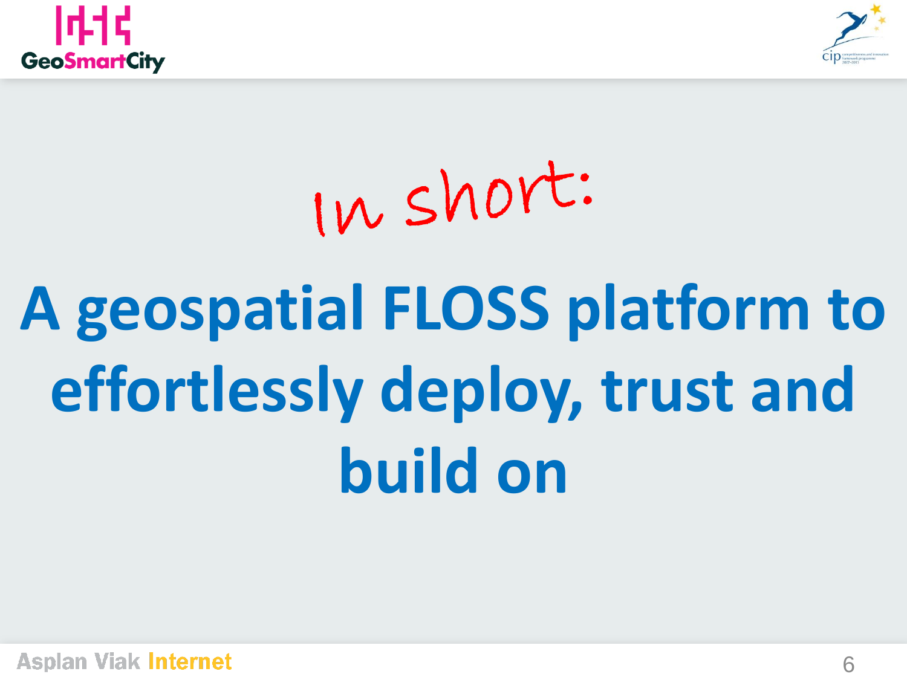*In short:*

# A geospatial FLOSS platform to effortlessly deploy, trust and build on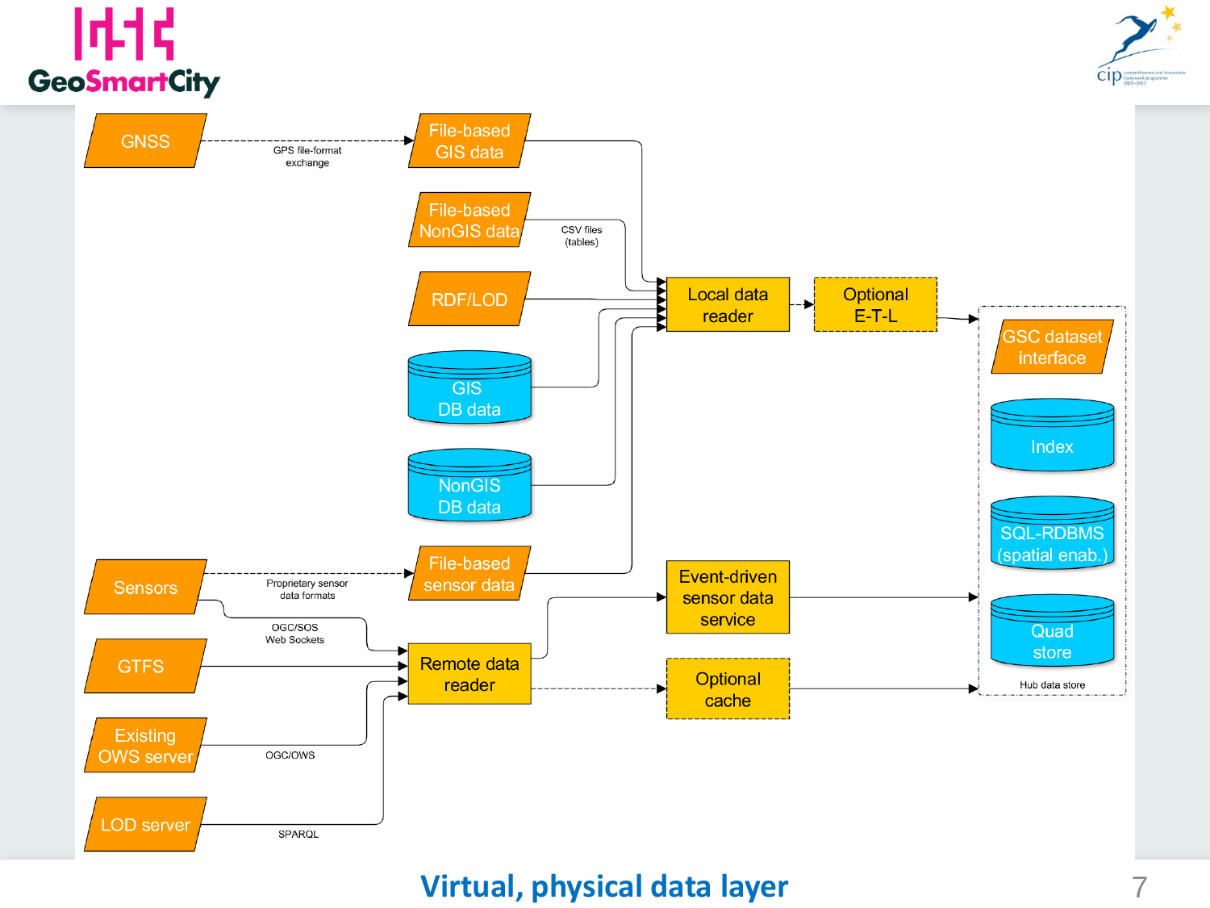# Virtual, physical data layer

GNSS → (GPS file-format exchange) → File-based GIS data

File-based NonGIS data (CSV files (tables))

RDF/LOD

GIS DB data

NonGIS DB data

Sensors → (Proprietary sensor data formats) → File-based sensor data

Local data reader → Optional E-T-L → Hub data store

Hub data store:

- GSC dataset interface
- Index
- SQL-RDBMS (spatial enab.)
- Quad store

Sensors (OGC/SOS Web Sockets), GTFS, Existing OWS server (OGC/OWS), LOD server (SPARQL) → Remote data reader

Remote data reader → Event-driven sensor data service → Hub data store

Remote data reader → Optional cache → Hub data store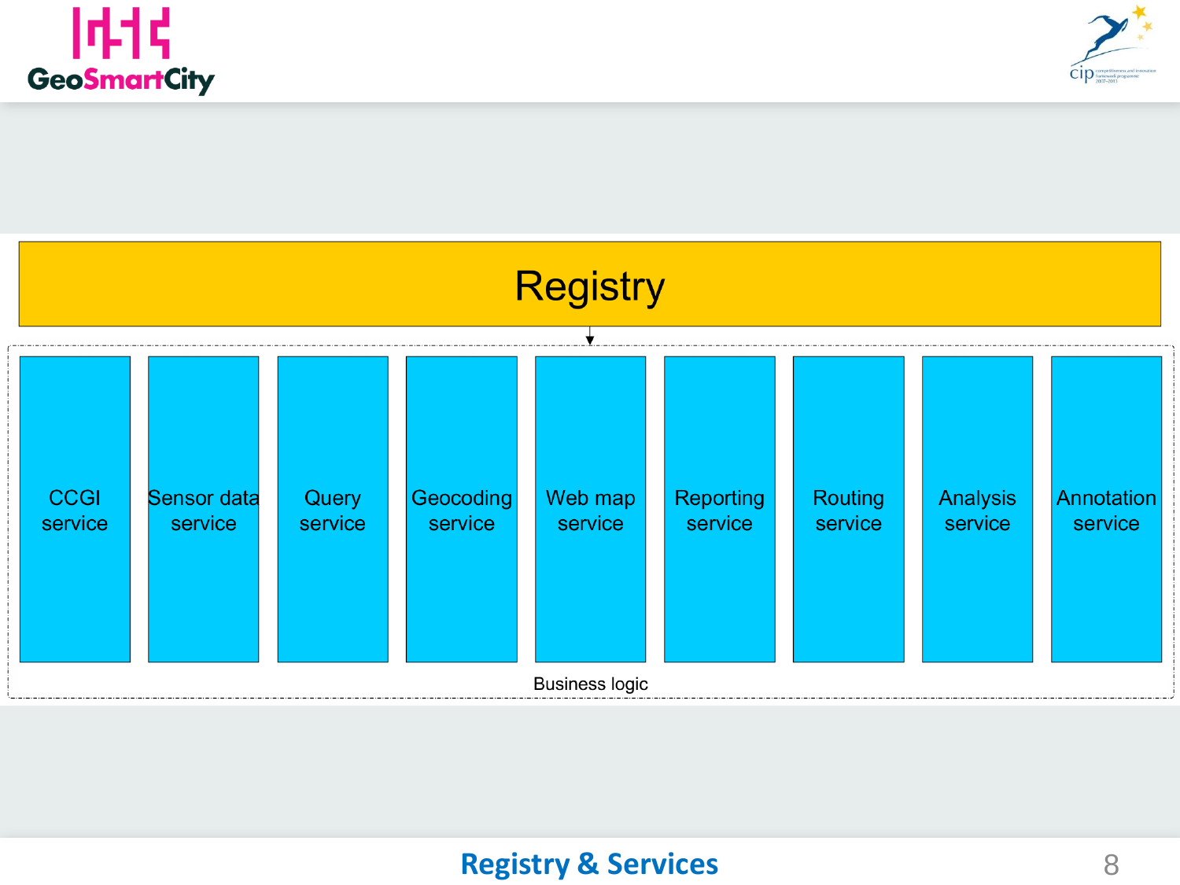# Registry & Services

Registry

- CCGI service
- Sensor data service
- Query service
- Geocoding service
- Web map service
- Reporting service
- Routing service
- Analysis service
- Annotation service

Business logic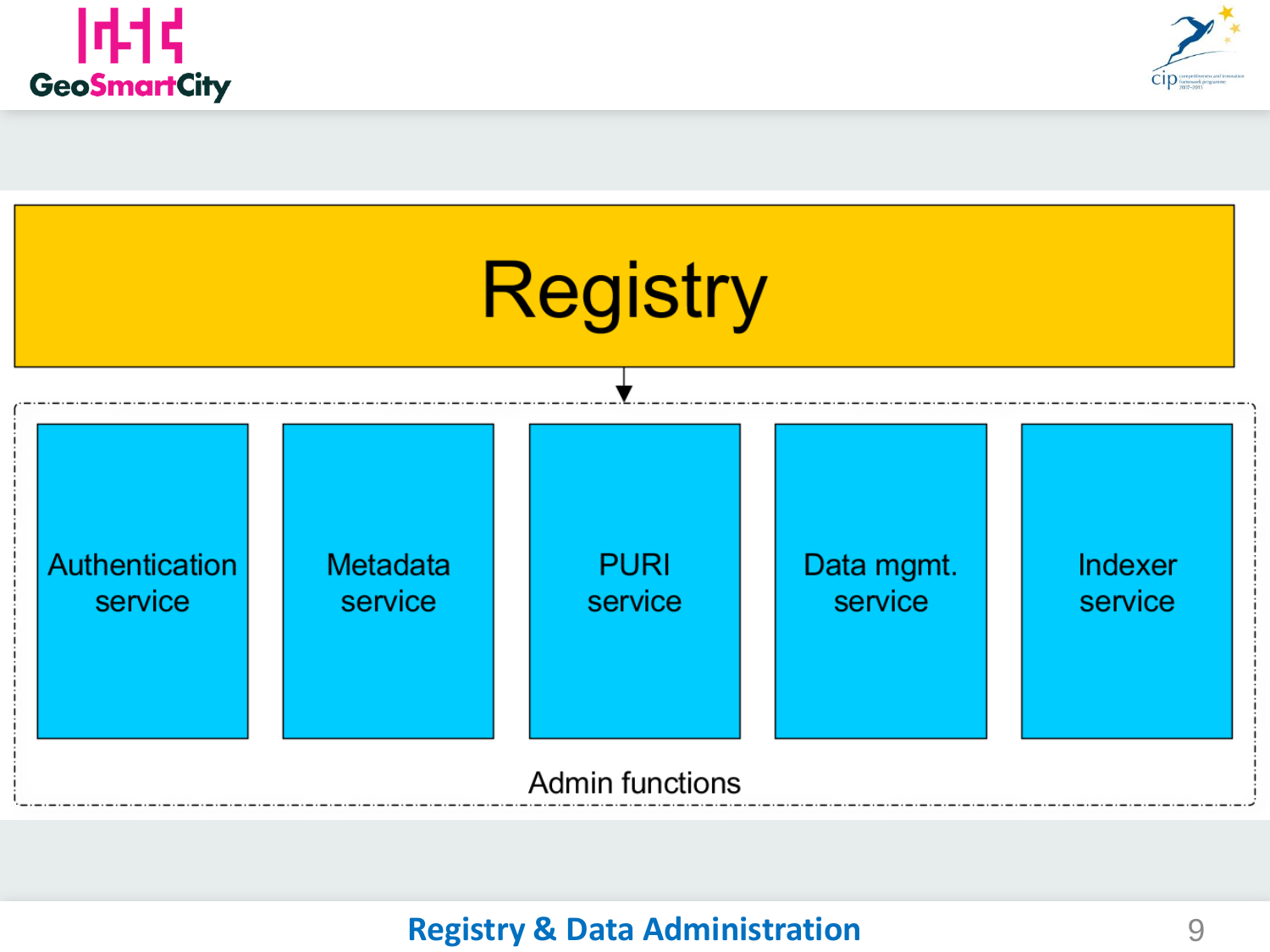Registry

Authentication service

Metadata service

PURI service

Data mgmt. service

Indexer service

Admin functions

**Registry & Data Administration**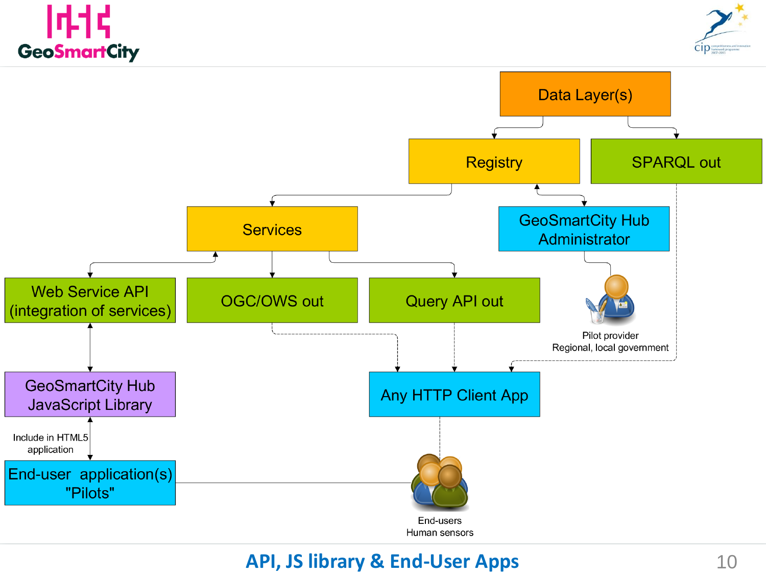## API, JS library & End-User Apps

Data Layer(s)

Registry

SPARQL out

Services

GeoSmartCity Hub Administrator

Web Service API (integration of services)

OGC/OWS out

Query API out

Pilot provider
Regional, local government

GeoSmartCity Hub JavaScript Library

Any HTTP Client App

Include in HTML5 application

End-user application(s) "Pilots"

End-users
Human sensors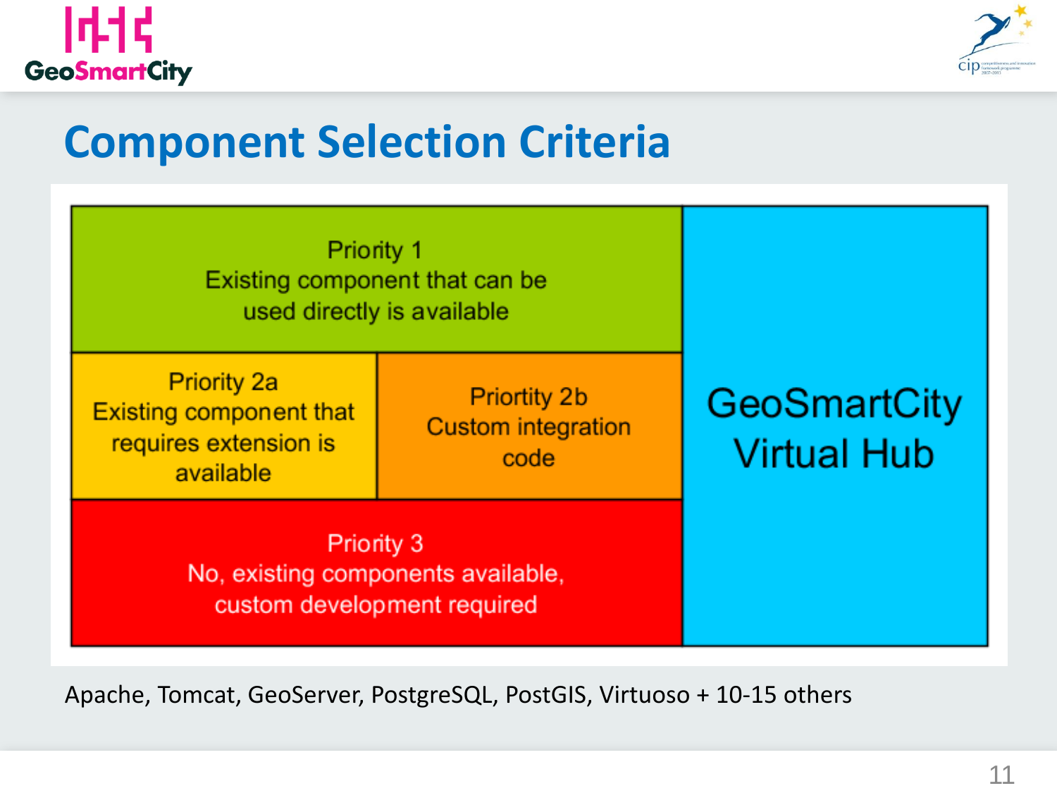# Component Selection Criteria

**Priority 1**
Existing component that can be used directly is available

**Priority 2a**
Existing component that requires extension is available

**Priortity 2b**
Custom integration code

**Priority 3**
No, existing components available, custom development required

**GeoSmartCity Virtual Hub**

Apache, Tomcat, GeoServer, PostgreSQL, PostGIS, Virtuoso + 10-15 others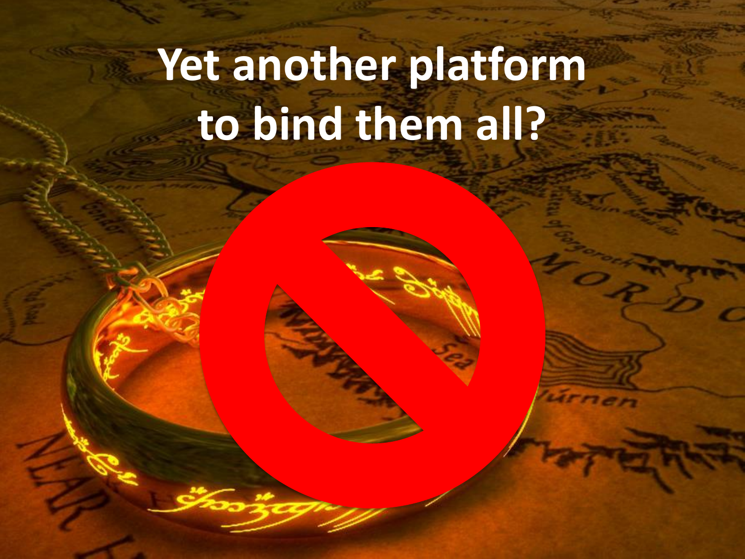# Yet another platform to bind them all?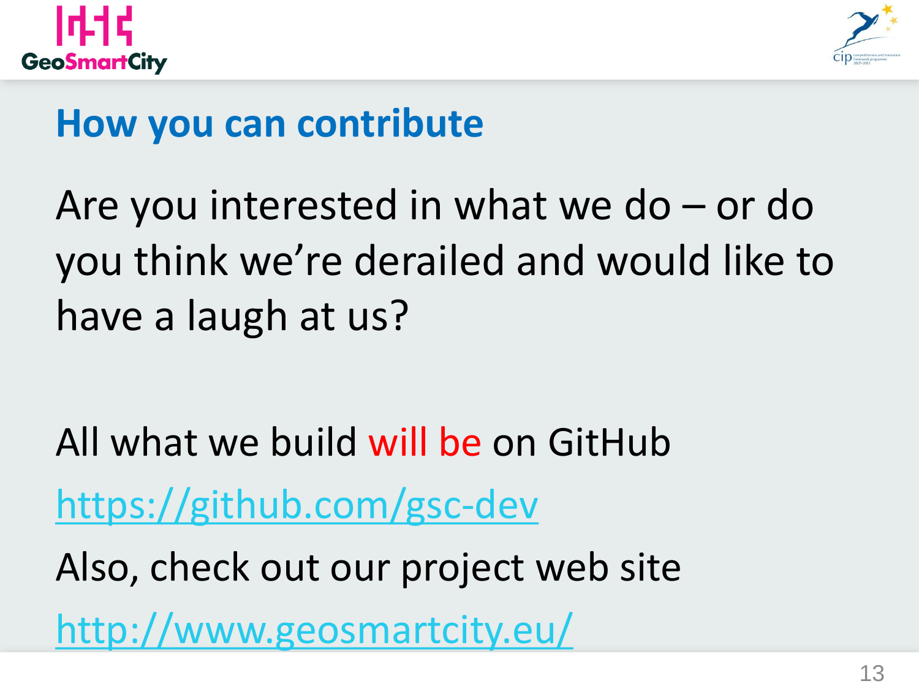## How you can contribute

Are you interested in what we do – or do you think we're derailed and would like to have a laugh at us?

All what we build will be on GitHub

https://github.com/gsc-dev

Also, check out our project web site

http://www.geosmartcity.eu/